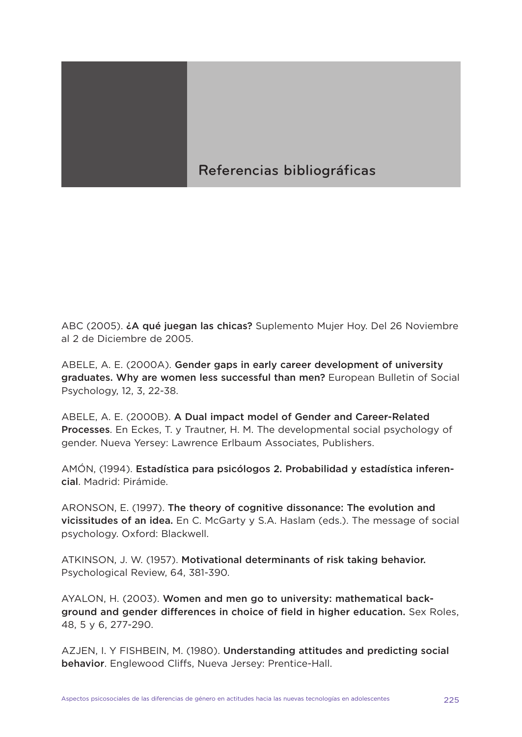# Referencias bibliográficas

ABC (2005). **¿A qué juegan las chicas?** Suplemento Mujer Hoy. Del 26 Noviembre al 2 de Diciembre de 2005.

ABELE, A. E. (2000A). **Gender gaps in early career development of university graduates. Why are women less successful than men?** European Bulletin of Social Psychology, 12, 3, 22-38.

ABELE, A. E. (2000B). **A Dual impact model of Gender and Career-Related Processes**. En Eckes, T. y Trautner, H. M. The developmental social psychology of gender. Nueva Yersey: Lawrence Erlbaum Associates, Publishers.

AMÓN, (1994). **Estadística para psicólogos 2. Probabilidad y estadística inferencial**. Madrid: Pirámide.

ARONSON, E. (1997). **The theory of cognitive dissonance: The evolution and vicissitudes of an idea.** En C. McGarty y S.A. Haslam (eds.). The message of social psychology. Oxford: Blackwell.

ATKINSON, J. W. (1957). **Motivational determinants of risk taking behavior.** Psychological Review, 64, 381-390.

AYALON, H. (2003). **Women and men go to university: mathematical background and gender differences in choice of field in higher education.** Sex Roles, 48, 5 y 6, 277-290.

AZJEN, I. Y FISHBEIN, M. (1980). **Understanding attitudes and predicting social behavior**. Englewood Cliffs, Nueva Jersey: Prentice-Hall.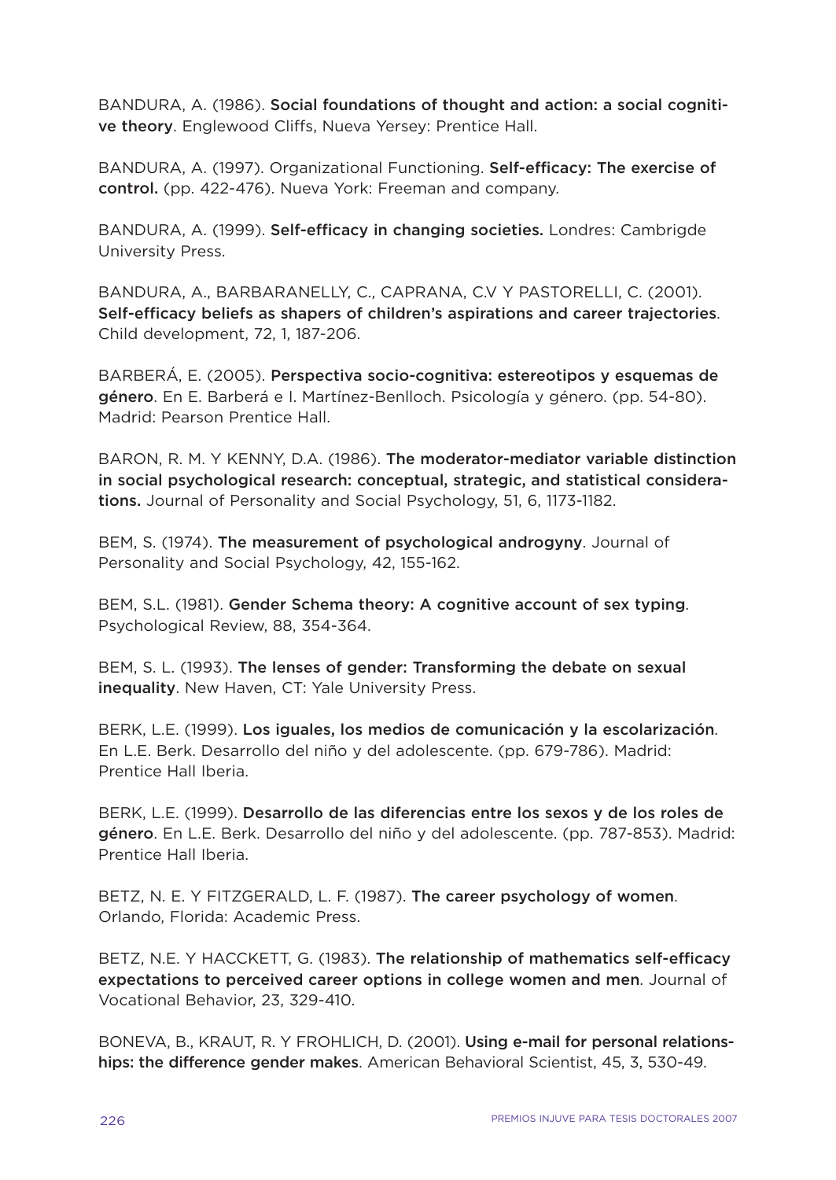BANDURA, A. (1986). **Social foundations of thought and action: a social cognitive theory**. Englewood Cliffs, Nueva Yersey: Prentice Hall.

BANDURA, A. (1997). Organizational Functioning. **Self-efficacy: The exercise of control.** (pp. 422-476). Nueva York: Freeman and company.

BANDURA, A. (1999). **Self-efficacy in changing societies.** Londres: Cambrigde University Press.

BANDURA, A., BARBARANELLY, C., CAPRANA, C.V Y PASTORELLI, C. (2001). **Self-efficacy beliefs as shapers of children's aspirations and career trajectories**. Child development, 72, 1, 187-206.

BARBERÁ, E. (2005). **Perspectiva socio-cognitiva: estereotipos y esquemas de género**. En E. Barberá e I. Martínez-Benlloch. Psicología y género. (pp. 54-80). Madrid: Pearson Prentice Hall.

BARON, R. M. Y KENNY, D.A. (1986). **The moderator-mediator variable distinction in social psychological research: conceptual, strategic, and statistical considerations.** Journal of Personality and Social Psychology, 51, 6, 1173-1182.

BEM, S. (1974). **The measurement of psychological androgyny**. Journal of Personality and Social Psychology, 42, 155-162.

BEM, S.L. (1981). **Gender Schema theory: A cognitive account of sex typing**. Psychological Review, 88, 354-364.

BEM, S. L. (1993). **The lenses of gender: Transforming the debate on sexual inequality**. New Haven, CT: Yale University Press.

BERK, L.E. (1999). **Los iguales, los medios de comunicación y la escolarización**. En L.E. Berk. Desarrollo del niño y del adolescente. (pp. 679-786). Madrid: Prentice Hall Iberia.

BERK, L.E. (1999). **Desarrollo de las diferencias entre los sexos y de los roles de género**. En L.E. Berk. Desarrollo del niño y del adolescente. (pp. 787-853). Madrid: Prentice Hall Iberia.

BETZ, N. E. Y FITZGERALD, L. F. (1987). **The career psychology of women**. Orlando, Florida: Academic Press.

BETZ, N.E. Y HACCKETT, G. (1983). **The relationship of mathematics self-efficacy expectations to perceived career options in college women and men**. Journal of Vocational Behavior, 23, 329-410.

BONEVA, B., KRAUT, R. Y FROHLICH, D. (2001). **Using e-mail for personal relationships: the difference gender makes**. American Behavioral Scientist, 45, 3, 530-49.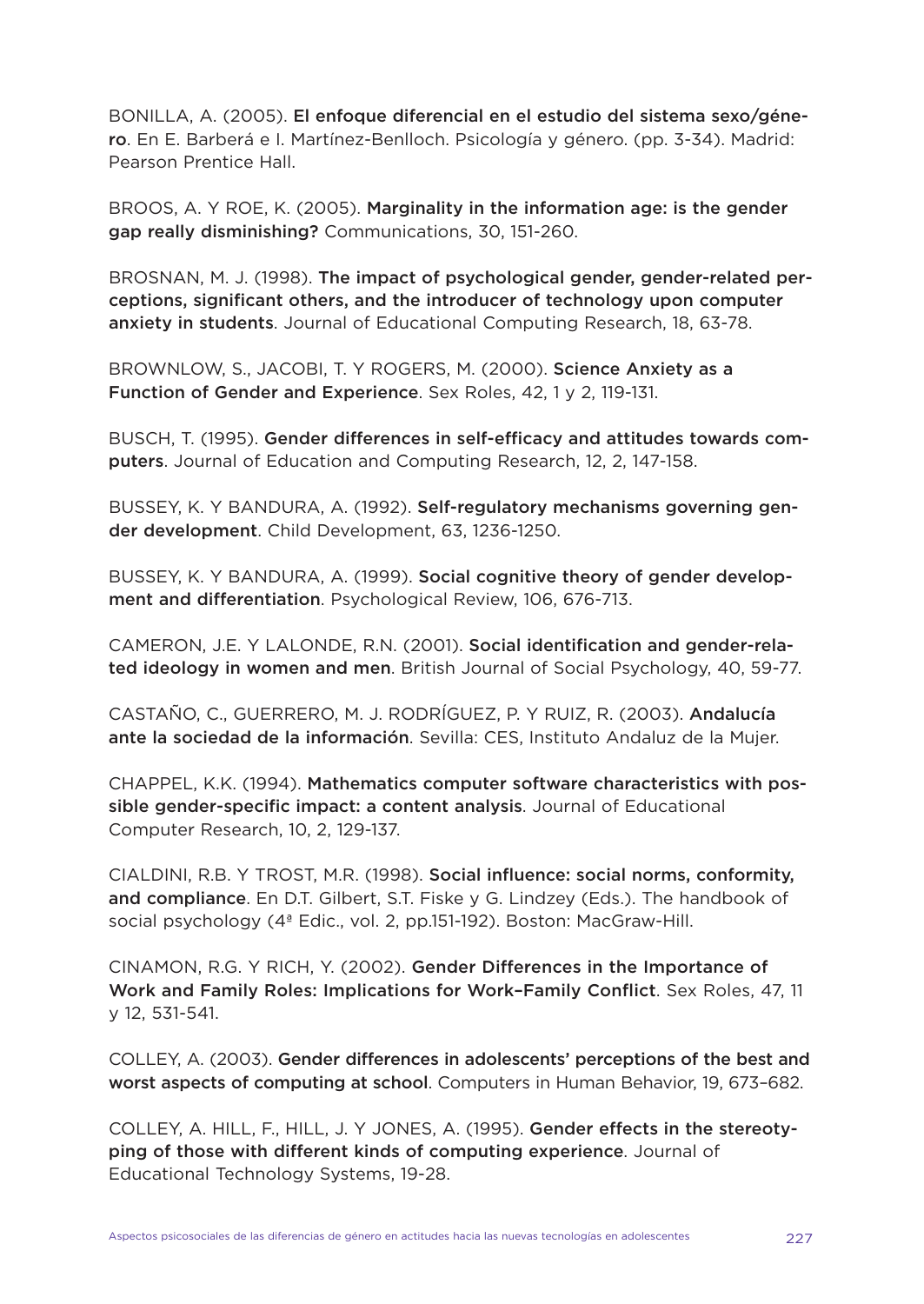BONILLA, A. (2005). **El enfoque diferencial en el estudio del sistema sexo/género**. En E. Barberá e I. Martínez-Benlloch. Psicología y género. (pp. 3-34). Madrid: Pearson Prentice Hall.

BROOS, A. Y ROE, K. (2005). **Marginality in the information age: is the gender gap really disminishing?** Communications, 30, 151-260.

BROSNAN, M. J. (1998). **The impact of psychological gender, gender-related perceptions, significant others, and the introducer of technology upon computer anxiety in students**. Journal of Educational Computing Research, 18, 63-78.

BROWNLOW, S., JACOBI, T. Y ROGERS, M. (2000). **Science Anxiety as a Function of Gender and Experience**. Sex Roles, 42, 1 y 2, 119-131.

BUSCH, T. (1995). **Gender differences in self-efficacy and attitudes towards computers**. Journal of Education and Computing Research, 12, 2, 147-158.

BUSSEY, K. Y BANDURA, A. (1992). **Self-regulatory mechanisms governing gender development**. Child Development, 63, 1236-1250.

BUSSEY, K. Y BANDURA, A. (1999). **Social cognitive theory of gender development and differentiation**. Psychological Review, 106, 676-713.

CAMERON, J.E. Y LALONDE, R.N. (2001). **Social identification and gender-related ideology in women and men**. British Journal of Social Psychology, 40, 59-77.

CASTAÑO, C., GUERRERO, M. J. RODRÍGUEZ, P. Y RUIZ, R. (2003). **Andalucía ante la sociedad de la información**. Sevilla: CES, Instituto Andaluz de la Mujer.

CHAPPEL, K.K. (1994). **Mathematics computer software characteristics with possible gender-specific impact: a content analysis**. Journal of Educational Computer Research, 10, 2, 129-137.

CIALDINI, R.B. Y TROST, M.R. (1998). **Social influence: social norms, conformity, and compliance**. En D.T. Gilbert, S.T. Fiske y G. Lindzey (Eds.). The handbook of social psychology (4ª Edic., vol. 2, pp.151-192). Boston: MacGraw-Hill.

CINAMON, R.G. Y RICH, Y. (2002). **Gender Differences in the Importance of Work and Family Roles: Implications for Work–Family Conflict**. Sex Roles, 47, 11 y 12, 531-541.

COLLEY, A. (2003). **Gender differences in adolescents' perceptions of the best and worst aspects of computing at school**. Computers in Human Behavior, 19, 673–682.

COLLEY, A. HILL, F., HILL, J. Y JONES, A. (1995). **Gender effects in the stereotyping of those with different kinds of computing experience**. Journal of Educational Technology Systems, 19-28.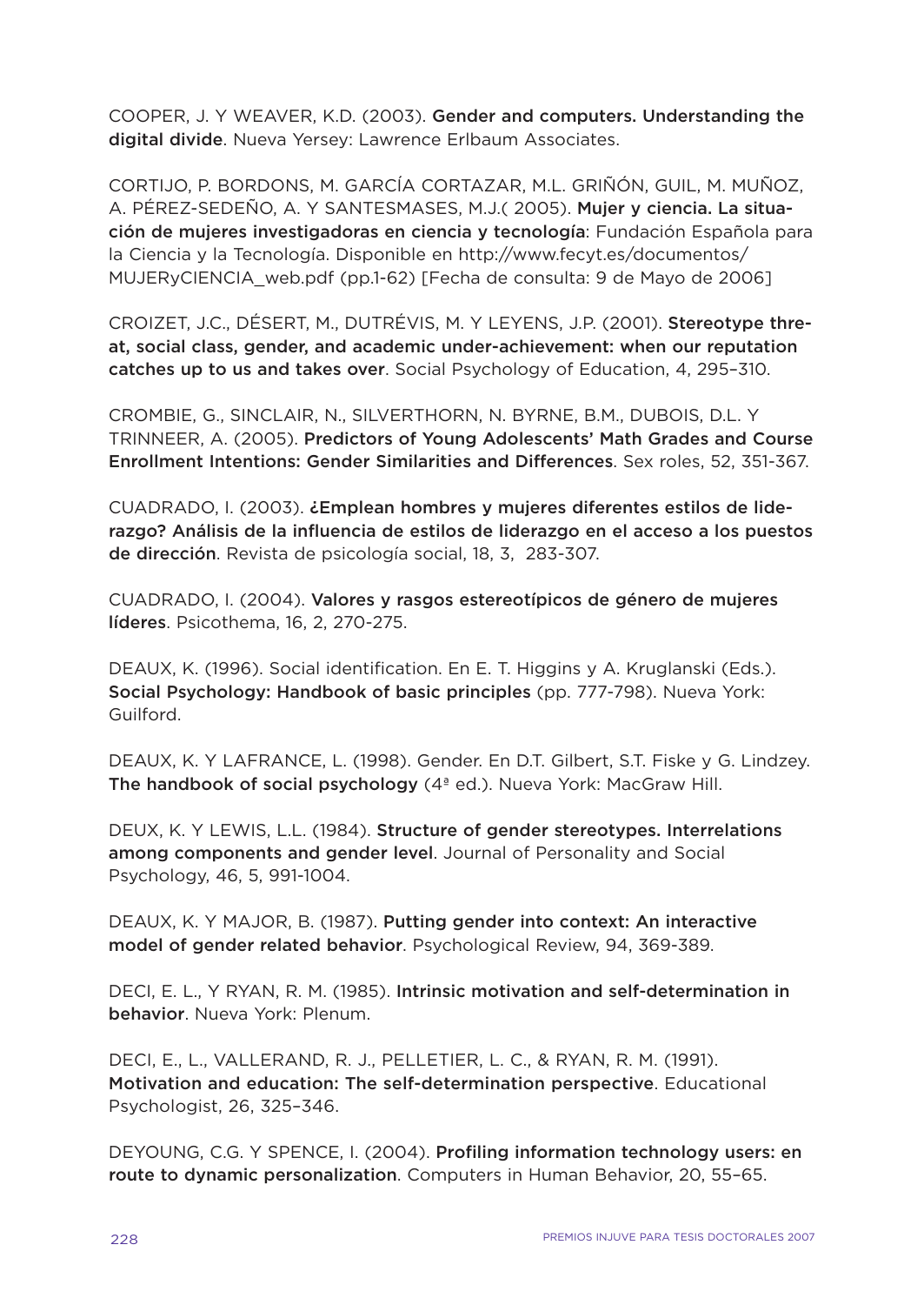COOPER, J. Y WEAVER, K.D. (2003). **Gender and computers. Understanding the digital divide**. Nueva Yersey: Lawrence Erlbaum Associates.

CORTIJO, P. BORDONS, M. GARCÍA CORTAZAR, M.L. GRIÑÓN, GUIL, M. MUÑOZ, A. PÉREZ-SEDEÑO, A. Y SANTESMASES, M.J.( 2005). **Mujer y ciencia. La situación de mujeres investigadoras en ciencia y tecnología**: Fundación Española para la Ciencia y la Tecnología. Disponible en http://www.fecyt.es/documentos/MUJERyCIENCIA_web.pdf (pp.1-62) [Fecha de consulta: 9 de Mayo de 2006]

CROIZET, J.C., DÉSERT, M., DUTRÉVIS, M. Y LEYENS, J.P. (2001). **Stereotype threat, social class, gender, and academic under-achievement: when our reputation catches up to us and takes over**. Social Psychology of Education, 4, 295–310.

CROMBIE, G., SINCLAIR, N., SILVERTHORN, N. BYRNE, B.M., DUBOIS, D.L. Y TRINNEER, A. (2005). **Predictors of Young Adolescents' Math Grades and Course Enrollment Intentions: Gender Similarities and Differences**. Sex roles, 52, 351-367.

CUADRADO, I. (2003). **¿Emplean hombres y mujeres diferentes estilos de liderazgo? Análisis de la influencia de estilos de liderazgo en el acceso a los puestos de dirección**. Revista de psicología social, 18, 3, 283-307.

CUADRADO, I. (2004). **Valores y rasgos estereotípicos de género de mujeres líderes**. Psicothema, 16, 2, 270-275.

DEAUX, K. (1996). Social identification. En E. T. Higgins y A. Kruglanski (Eds.). **Social Psychology: Handbook of basic principles** (pp. 777-798). Nueva York: Guilford.

DEAUX, K. Y LAFRANCE, L. (1998). Gender. En D.T. Gilbert, S.T. Fiske y G. Lindzey. **The handbook of social psychology** (4ª ed.). Nueva York: MacGraw Hill.

DEUX, K. Y LEWIS, L.L. (1984). **Structure of gender stereotypes. Interrelations among components and gender level**. Journal of Personality and Social Psychology, 46, 5, 991-1004.

DEAUX, K. Y MAJOR, B. (1987). **Putting gender into context: An interactive model of gender related behavior**. Psychological Review, 94, 369-389.

DECI, E. L., Y RYAN, R. M. (1985). **Intrinsic motivation and self-determination in behavior**. Nueva York: Plenum.

DECI, E., L., VALLERAND, R. J., PELLETIER, L. C., & RYAN, R. M. (1991). **Motivation and education: The self-determination perspective**. Educational Psychologist, 26, 325–346.

DEYOUNG, C.G. Y SPENCE, I. (2004). **Profiling information technology users: en route to dynamic personalization**. Computers in Human Behavior, 20, 55–65.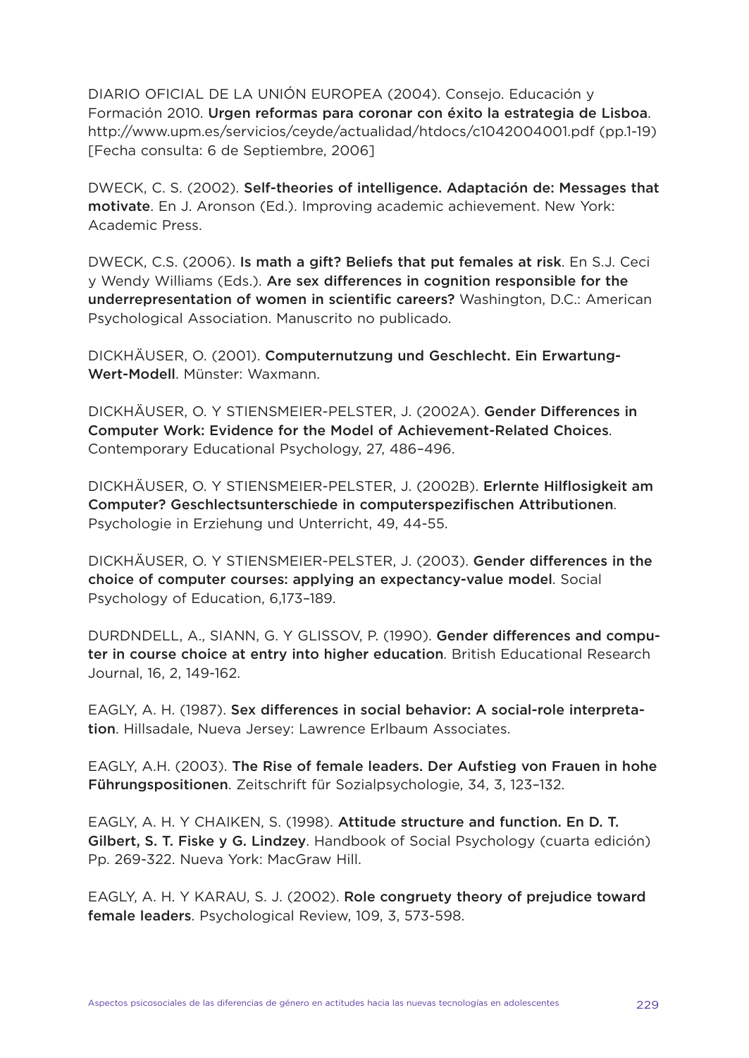DIARIO OFICIAL DE LA UNIÓN EUROPEA (2004). Consejo. Educación y Formación 2010. **Urgen reformas para coronar con éxito la estrategia de Lisboa**. http://www.upm.es/servicios/ceyde/actualidad/htdocs/c1042004001.pdf (pp.1-19) [Fecha consulta: 6 de Septiembre, 2006]

DWECK, C. S. (2002). **Self-theories of intelligence. Adaptación de: Messages that motivate**. En J. Aronson (Ed.). Improving academic achievement. New York: Academic Press.

DWECK, C.S. (2006). **Is math a gift? Beliefs that put females at risk**. En S.J. Ceci y Wendy Williams (Eds.). **Are sex differences in cognition responsible for the underrepresentation of women in scientific careers?** Washington, D.C.: American Psychological Association. Manuscrito no publicado.

DICKHÄUSER, O. (2001). **Computernutzung und Geschlecht. Ein Erwartung-Wert-Modell**. Münster: Waxmann.

DICKHÄUSER, O. Y STIENSMEIER-PELSTER, J. (2002A). **Gender Differences in Computer Work: Evidence for the Model of Achievement-Related Choices**. Contemporary Educational Psychology, 27, 486–496.

DICKHÄUSER, O. Y STIENSMEIER-PELSTER, J. (2002B). **Erlernte Hilflosigkeit am Computer? Geschlectsunterschiede in computerspezifischen Attributionen**. Psychologie in Erziehung und Unterricht, 49, 44-55.

DICKHÄUSER, O. Y STIENSMEIER-PELSTER, J. (2003). **Gender differences in the choice of computer courses: applying an expectancy-value model**. Social Psychology of Education, 6,173–189.

DURDNDELL, A., SIANN, G. Y GLISSOV, P. (1990). **Gender differences and computer in course choice at entry into higher education**. British Educational Research Journal, 16, 2, 149-162.

EAGLY, A. H. (1987). **Sex differences in social behavior: A social-role interpretation**. Hillsadale, Nueva Jersey: Lawrence Erlbaum Associates.

EAGLY, A.H. (2003). **The Rise of female leaders. Der Aufstieg von Frauen in hohe Führungspositionen**. Zeitschrift für Sozialpsychologie, 34, 3, 123–132.

EAGLY, A. H. Y CHAIKEN, S. (1998). **Attitude structure and function. En D. T. Gilbert, S. T. Fiske y G. Lindzey**. Handbook of Social Psychology (cuarta edición) Pp. 269-322. Nueva York: MacGraw Hill.

EAGLY, A. H. Y KARAU, S. J. (2002). **Role congruety theory of prejudice toward female leaders**. Psychological Review, 109, 3, 573-598.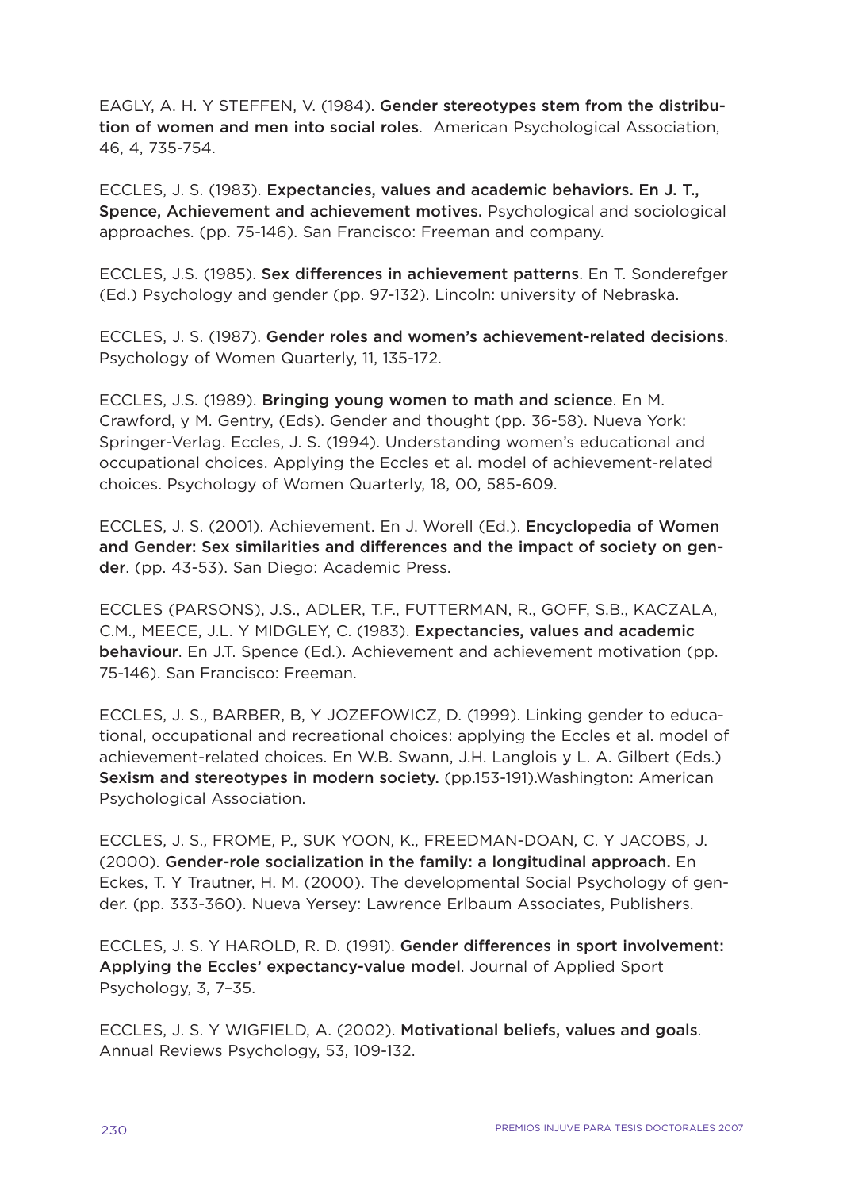EAGLY, A. H. Y STEFFEN, V. (1984). **Gender stereotypes stem from the distribution of women and men into social roles**. American Psychological Association, 46, 4, 735-754.

ECCLES, J. S. (1983). **Expectancies, values and academic behaviors. En J. T., Spence, Achievement and achievement motives.** Psychological and sociological approaches. (pp. 75-146). San Francisco: Freeman and company.

ECCLES, J.S. (1985). **Sex differences in achievement patterns**. En T. Sonderefger (Ed.) Psychology and gender (pp. 97-132). Lincoln: university of Nebraska.

ECCLES, J. S. (1987). **Gender roles and women's achievement-related decisions**. Psychology of Women Quarterly, 11, 135-172.

ECCLES, J.S. (1989). **Bringing young women to math and science**. En M. Crawford, y M. Gentry, (Eds). Gender and thought (pp. 36-58). Nueva York: Springer-Verlag. Eccles, J. S. (1994). Understanding women's educational and occupational choices. Applying the Eccles et al. model of achievement-related choices. Psychology of Women Quarterly, 18, 00, 585-609.

ECCLES, J. S. (2001). Achievement. En J. Worell (Ed.). **Encyclopedia of Women and Gender: Sex similarities and differences and the impact of society on gender**. (pp. 43-53). San Diego: Academic Press.

ECCLES (PARSONS), J.S., ADLER, T.F., FUTTERMAN, R., GOFF, S.B., KACZALA, C.M., MEECE, J.L. Y MIDGLEY, C. (1983). **Expectancies, values and academic behaviour**. En J.T. Spence (Ed.). Achievement and achievement motivation (pp. 75-146). San Francisco: Freeman.

ECCLES, J. S., BARBER, B, Y JOZEFOWICZ, D. (1999). Linking gender to educational, occupational and recreational choices: applying the Eccles et al. model of achievement-related choices. En W.B. Swann, J.H. Langlois y L. A. Gilbert (Eds.) **Sexism and stereotypes in modern society.** (pp.153-191).Washington: American Psychological Association.

ECCLES, J. S., FROME, P., SUK YOON, K., FREEDMAN-DOAN, C. Y JACOBS, J. (2000). **Gender-role socialization in the family: a longitudinal approach.** En Eckes, T. Y Trautner, H. M. (2000). The developmental Social Psychology of gender. (pp. 333-360). Nueva Yersey: Lawrence Erlbaum Associates, Publishers.

ECCLES, J. S. Y HAROLD, R. D. (1991). **Gender differences in sport involvement: Applying the Eccles' expectancy-value model**. Journal of Applied Sport Psychology, 3, 7–35.

ECCLES, J. S. Y WIGFIELD, A. (2002). **Motivational beliefs, values and goals**. Annual Reviews Psychology, 53, 109-132.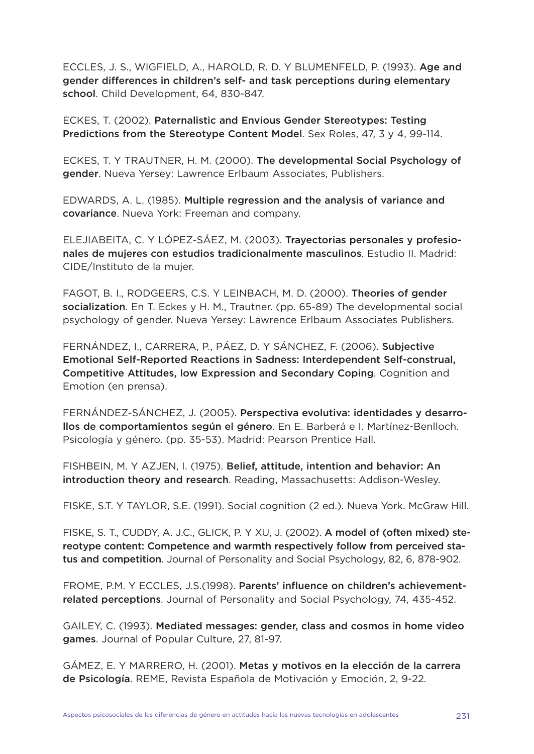ECCLES, J. S., WIGFIELD, A., HAROLD, R. D. Y BLUMENFELD, P. (1993). **Age and gender differences in children's self- and task perceptions during elementary school**. Child Development, 64, 830-847.

ECKES, T. (2002). **Paternalistic and Envious Gender Stereotypes: Testing Predictions from the Stereotype Content Model**. Sex Roles, 47, 3 y 4, 99-114.

ECKES, T. Y TRAUTNER, H. M. (2000). **The developmental Social Psychology of gender**. Nueva Yersey: Lawrence Erlbaum Associates, Publishers.

EDWARDS, A. L. (1985). **Multiple regression and the analysis of variance and covariance**. Nueva York: Freeman and company.

ELEJIABEITA, C. Y LÓPEZ-SÁEZ, M. (2003). **Trayectorias personales y profesionales de mujeres con estudios tradicionalmente masculinos**. Estudio II. Madrid: CIDE/Instituto de la mujer.

FAGOT, B. I., RODGEERS, C.S. Y LEINBACH, M. D. (2000). **Theories of gender socialization**. En T. Eckes y H. M., Trautner. (pp. 65-89) The developmental social psychology of gender. Nueva Yersey: Lawrence Erlbaum Associates Publishers.

FERNÁNDEZ, I., CARRERA, P., PÁEZ, D. Y SÁNCHEZ, F. (2006). **Subjective Emotional Self-Reported Reactions in Sadness: Interdependent Self-construal, Competitive Attitudes, low Expression and Secondary Coping**. Cognition and Emotion (en prensa).

FERNÁNDEZ-SÁNCHEZ, J. (2005). **Perspectiva evolutiva: identidades y desarrollos de comportamientos según el género**. En E. Barberá e I. Martínez-Benlloch. Psicología y género. (pp. 35-53). Madrid: Pearson Prentice Hall.

FISHBEIN, M. Y AZJEN, I. (1975). **Belief, attitude, intention and behavior: An introduction theory and research**. Reading, Massachusetts: Addison-Wesley.

FISKE, S.T. Y TAYLOR, S.E. (1991). Social cognition (2 ed.). Nueva York. McGraw Hill.

FISKE, S. T., CUDDY, A. J.C., GLICK, P. Y XU, J. (2002). **A model of (often mixed) stereotype content: Competence and warmth respectively follow from perceived status and competition**. Journal of Personality and Social Psychology, 82, 6, 878-902.

FROME, P.M. Y ECCLES, J.S.(1998). **Parents' influence on children's achievement-related perceptions**. Journal of Personality and Social Psychology, 74, 435-452.

GAILEY, C. (1993). **Mediated messages: gender, class and cosmos in home video games**. Journal of Popular Culture, 27, 81-97.

GÁMEZ, E. Y MARRERO, H. (2001). **Metas y motivos en la elección de la carrera de Psicología**. REME, Revista Española de Motivación y Emoción, 2, 9-22.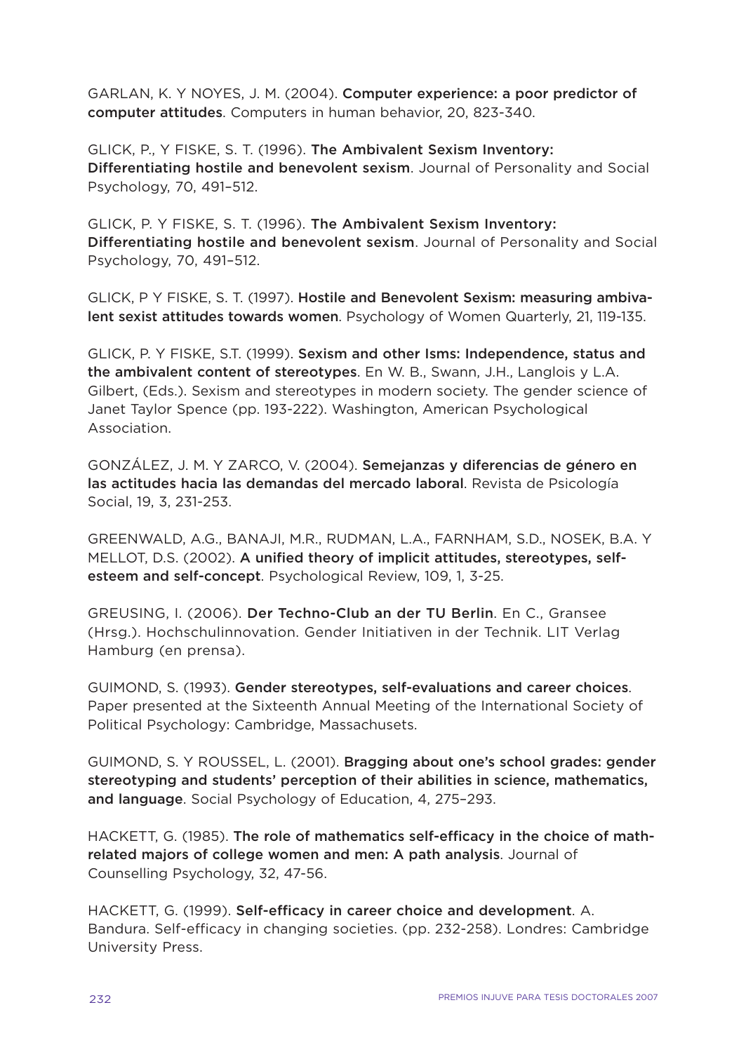GARLAN, K. Y NOYES, J. M. (2004). **Computer experience: a poor predictor of computer attitudes**. Computers in human behavior, 20, 823-340.

GLICK, P., Y FISKE, S. T. (1996). **The Ambivalent Sexism Inventory: Differentiating hostile and benevolent sexism**. Journal of Personality and Social Psychology, 70, 491–512.

GLICK, P. Y FISKE, S. T. (1996). **The Ambivalent Sexism Inventory: Differentiating hostile and benevolent sexism**. Journal of Personality and Social Psychology, 70, 491–512.

GLICK, P Y FISKE, S. T. (1997). **Hostile and Benevolent Sexism: measuring ambivalent sexist attitudes towards women**. Psychology of Women Quarterly, 21, 119-135.

GLICK, P. Y FISKE, S.T. (1999). **Sexism and other Isms: Independence, status and the ambivalent content of stereotypes**. En W. B., Swann, J.H., Langlois y L.A. Gilbert, (Eds.). Sexism and stereotypes in modern society. The gender science of Janet Taylor Spence (pp. 193-222). Washington, American Psychological Association.

GONZÁLEZ, J. M. Y ZARCO, V. (2004). **Semejanzas y diferencias de género en las actitudes hacia las demandas del mercado laboral**. Revista de Psicología Social, 19, 3, 231-253.

GREENWALD, A.G., BANAJI, M.R., RUDMAN, L.A., FARNHAM, S.D., NOSEK, B.A. Y MELLOT, D.S. (2002). **A unified theory of implicit attitudes, stereotypes, self-esteem and self-concept**. Psychological Review, 109, 1, 3-25.

GREUSING, I. (2006). **Der Techno-Club an der TU Berlin**. En C., Gransee (Hrsg.). Hochschulinnovation. Gender Initiativen in der Technik. LIT Verlag Hamburg (en prensa).

GUIMOND, S. (1993). **Gender stereotypes, self-evaluations and career choices**. Paper presented at the Sixteenth Annual Meeting of the International Society of Political Psychology: Cambridge, Massachusets.

GUIMOND, S. Y ROUSSEL, L. (2001). **Bragging about one's school grades: gender stereotyping and students' perception of their abilities in science, mathematics, and language**. Social Psychology of Education, 4, 275–293.

HACKETT, G. (1985). **The role of mathematics self-efficacy in the choice of math-related majors of college women and men: A path analysis**. Journal of Counselling Psychology, 32, 47-56.

HACKETT, G. (1999). **Self-efficacy in career choice and development**. A. Bandura. Self-efficacy in changing societies. (pp. 232-258). Londres: Cambridge University Press.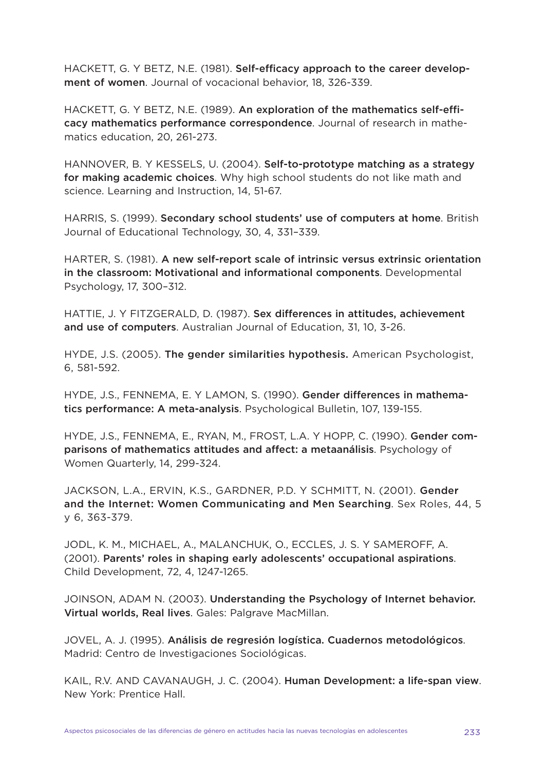HACKETT, G. Y BETZ, N.E. (1981). **Self-efficacy approach to the career development of women**. Journal of vocacional behavior, 18, 326-339.

HACKETT, G. Y BETZ, N.E. (1989). **An exploration of the mathematics self-efficacy mathematics performance correspondence**. Journal of research in mathematics education, 20, 261-273.

HANNOVER, B. Y KESSELS, U. (2004). **Self-to-prototype matching as a strategy for making academic choices**. Why high school students do not like math and science. Learning and Instruction, 14, 51-67.

HARRIS, S. (1999). **Secondary school students' use of computers at home**. British Journal of Educational Technology, 30, 4, 331–339.

HARTER, S. (1981). **A new self-report scale of intrinsic versus extrinsic orientation in the classroom: Motivational and informational components**. Developmental Psychology, 17, 300–312.

HATTIE, J. Y FITZGERALD, D. (1987). **Sex differences in attitudes, achievement and use of computers**. Australian Journal of Education, 31, 10, 3-26.

HYDE, J.S. (2005). **The gender similarities hypothesis.** American Psychologist, 6, 581-592.

HYDE, J.S., FENNEMA, E. Y LAMON, S. (1990). **Gender differences in mathematics performance: A meta-analysis**. Psychological Bulletin, 107, 139-155.

HYDE, J.S., FENNEMA, E., RYAN, M., FROST, L.A. Y HOPP, C. (1990). **Gender comparisons of mathematics attitudes and affect: a metaanálisis**. Psychology of Women Quarterly, 14, 299-324.

JACKSON, L.A., ERVIN, K.S., GARDNER, P.D. Y SCHMITT, N. (2001). **Gender and the Internet: Women Communicating and Men Searching**. Sex Roles, 44, 5 y 6, 363-379.

JODL, K. M., MICHAEL, A., MALANCHUK, O., ECCLES, J. S. Y SAMEROFF, A. (2001). **Parents' roles in shaping early adolescents' occupational aspirations**. Child Development, 72, 4, 1247-1265.

JOINSON, ADAM N. (2003). **Understanding the Psychology of Internet behavior. Virtual worlds, Real lives**. Gales: Palgrave MacMillan.

JOVEL, A. J. (1995). **Análisis de regresión logística. Cuadernos metodológicos**. Madrid: Centro de Investigaciones Sociológicas.

KAIL, R.V. AND CAVANAUGH, J. C. (2004). **Human Development: a life-span view**. New York: Prentice Hall.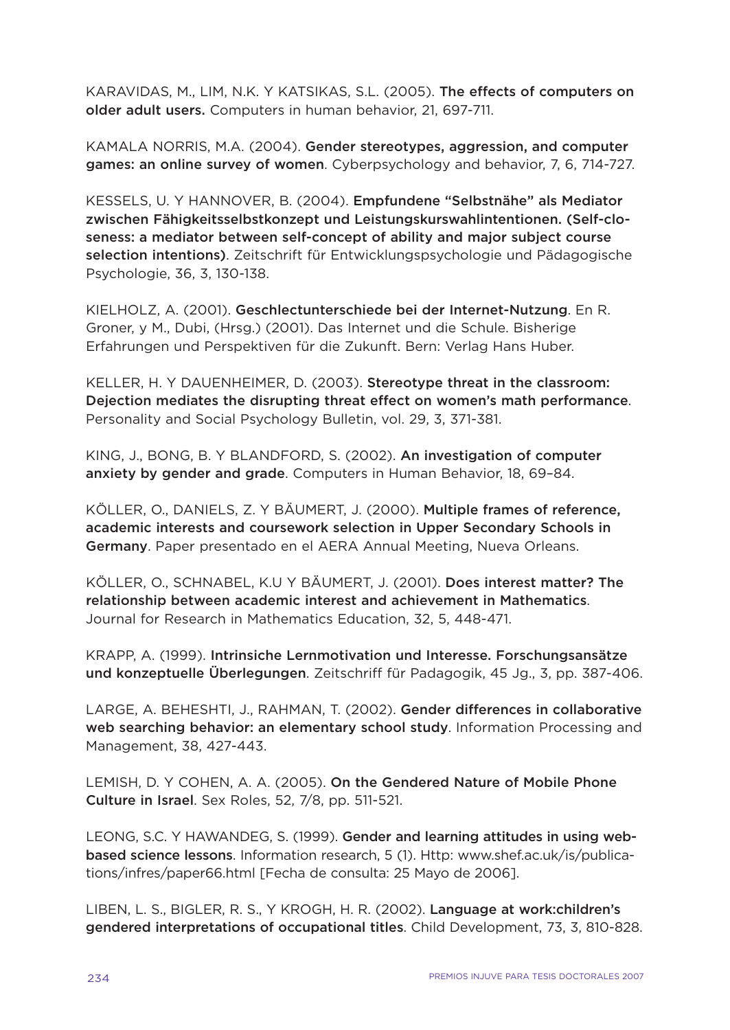KARAVIDAS, M., LIM, N.K. Y KATSIKAS, S.L. (2005). **The effects of computers on older adult users.** Computers in human behavior, 21, 697-711.

KAMALA NORRIS, M.A. (2004). **Gender stereotypes, aggression, and computer games: an online survey of women**. Cyberpsychology and behavior, 7, 6, 714-727.

KESSELS, U. Y HANNOVER, B. (2004). **Empfundene "Selbstnähe" als Mediator zwischen Fähigkeitsselbstkonzept und Leistungskurswahlintentionen. (Self-closeness: a mediator between self-concept of ability and major subject course selection intentions)**. Zeitschrift für Entwicklungspsychologie und Pädagogische Psychologie, 36, 3, 130-138.

KIELHOLZ, A. (2001). **Geschlectunterschiede bei der Internet-Nutzung**. En R. Groner, y M., Dubi, (Hrsg.) (2001). Das Internet und die Schule. Bisherige Erfahrungen und Perspektiven für die Zukunft. Bern: Verlag Hans Huber.

KELLER, H. Y DAUENHEIMER, D. (2003). **Stereotype threat in the classroom: Dejection mediates the disrupting threat effect on women's math performance**. Personality and Social Psychology Bulletin, vol. 29, 3, 371-381.

KING, J., BONG, B. Y BLANDFORD, S. (2002). **An investigation of computer anxiety by gender and grade**. Computers in Human Behavior, 18, 69–84.

KÖLLER, O., DANIELS, Z. Y BÄUMERT, J. (2000). **Multiple frames of reference, academic interests and coursework selection in Upper Secondary Schools in Germany**. Paper presentado en el AERA Annual Meeting, Nueva Orleans.

KÖLLER, O., SCHNABEL, K.U Y BÄUMERT, J. (2001). **Does interest matter? The relationship between academic interest and achievement in Mathematics**. Journal for Research in Mathematics Education, 32, 5, 448-471.

KRAPP, A. (1999). **Intrinsiche Lernmotivation und Interesse. Forschungsansätze und konzeptuelle Überlegungen**. Zeitschriff für Padagogik, 45 Jg., 3, pp. 387-406.

LARGE, A. BEHESHTI, J., RAHMAN, T. (2002). **Gender differences in collaborative web searching behavior: an elementary school study**. Information Processing and Management, 38, 427-443.

LEMISH, D. Y COHEN, A. A. (2005). **On the Gendered Nature of Mobile Phone Culture in Israel**. Sex Roles, 52, 7/8, pp. 511-521.

LEONG, S.C. Y HAWANDEG, S. (1999). **Gender and learning attitudes in using web-based science lessons**. Information research, 5 (1). Http: www.shef.ac.uk/is/publications/infres/paper66.html [Fecha de consulta: 25 Mayo de 2006].

LIBEN, L. S., BIGLER, R. S., Y KROGH, H. R. (2002). **Language at work:children's gendered interpretations of occupational titles**. Child Development, 73, 3, 810-828.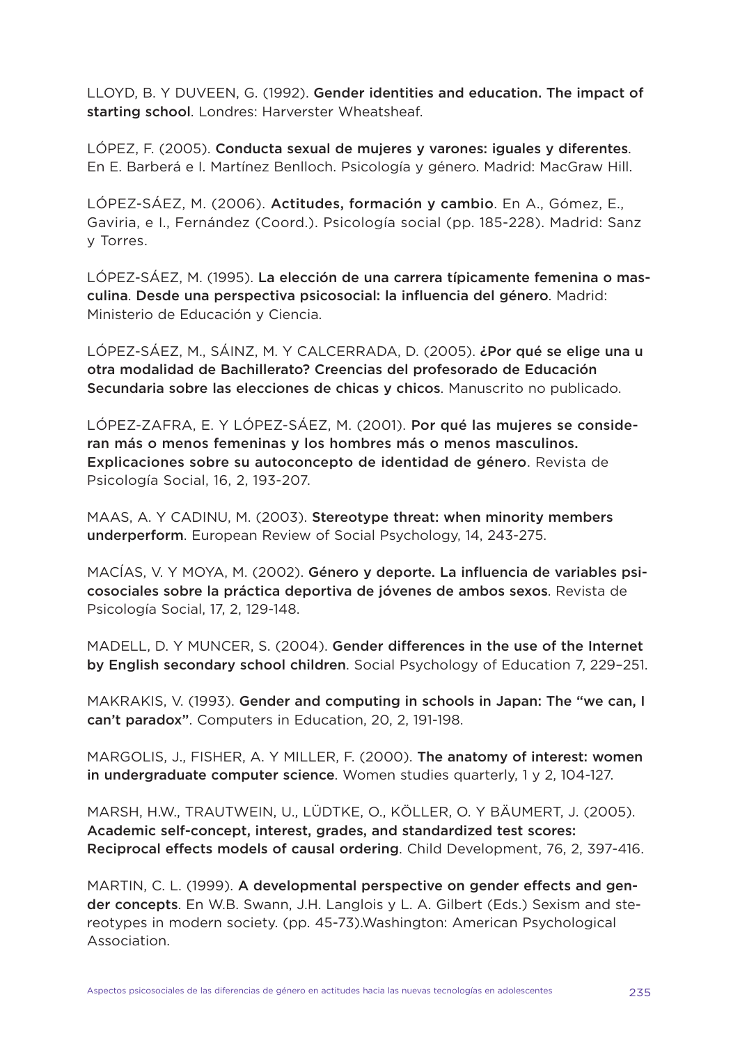LLOYD, B. Y DUVEEN, G. (1992). **Gender identities and education. The impact of starting school**. Londres: Harverster Wheatsheaf.

LÓPEZ, F. (2005). **Conducta sexual de mujeres y varones: iguales y diferentes**. En E. Barberá e I. Martínez Benlloch. Psicología y género. Madrid: MacGraw Hill.

LÓPEZ-SÁEZ, M. (2006). **Actitudes, formación y cambio**. En A., Gómez, E., Gaviria, e I., Fernández (Coord.). Psicología social (pp. 185-228). Madrid: Sanz y Torres.

LÓPEZ-SÁEZ, M. (1995). **La elección de una carrera típicamente femenina o masculina**. **Desde una perspectiva psicosocial: la influencia del género**. Madrid: Ministerio de Educación y Ciencia.

LÓPEZ-SÁEZ, M., SÁINZ, M. Y CALCERRADA, D. (2005). **¿Por qué se elige una u otra modalidad de Bachillerato? Creencias del profesorado de Educación Secundaria sobre las elecciones de chicas y chicos**. Manuscrito no publicado.

LÓPEZ-ZAFRA, E. Y LÓPEZ-SÁEZ, M. (2001). **Por qué las mujeres se consideran más o menos femeninas y los hombres más o menos masculinos. Explicaciones sobre su autoconcepto de identidad de género**. Revista de Psicología Social, 16, 2, 193-207.

MAAS, A. Y CADINU, M. (2003). **Stereotype threat: when minority members underperform**. European Review of Social Psychology, 14, 243-275.

MACÍAS, V. Y MOYA, M. (2002). **Género y deporte. La influencia de variables psicosociales sobre la práctica deportiva de jóvenes de ambos sexos**. Revista de Psicología Social, 17, 2, 129-148.

MADELL, D. Y MUNCER, S. (2004). **Gender differences in the use of the Internet by English secondary school children**. Social Psychology of Education 7, 229–251.

MAKRAKIS, V. (1993). **Gender and computing in schools in Japan: The "we can, I can't paradox"**. Computers in Education, 20, 2, 191-198.

MARGOLIS, J., FISHER, A. Y MILLER, F. (2000). **The anatomy of interest: women in undergraduate computer science**. Women studies quarterly, 1 y 2, 104-127.

MARSH, H.W., TRAUTWEIN, U., LÜDTKE, O., KÖLLER, O. Y BÄUMERT, J. (2005). **Academic self-concept, interest, grades, and standardized test scores: Reciprocal effects models of causal ordering**. Child Development, 76, 2, 397-416.

MARTIN, C. L. (1999). **A developmental perspective on gender effects and gender concepts**. En W.B. Swann, J.H. Langlois y L. A. Gilbert (Eds.) Sexism and stereotypes in modern society. (pp. 45-73).Washington: American Psychological Association.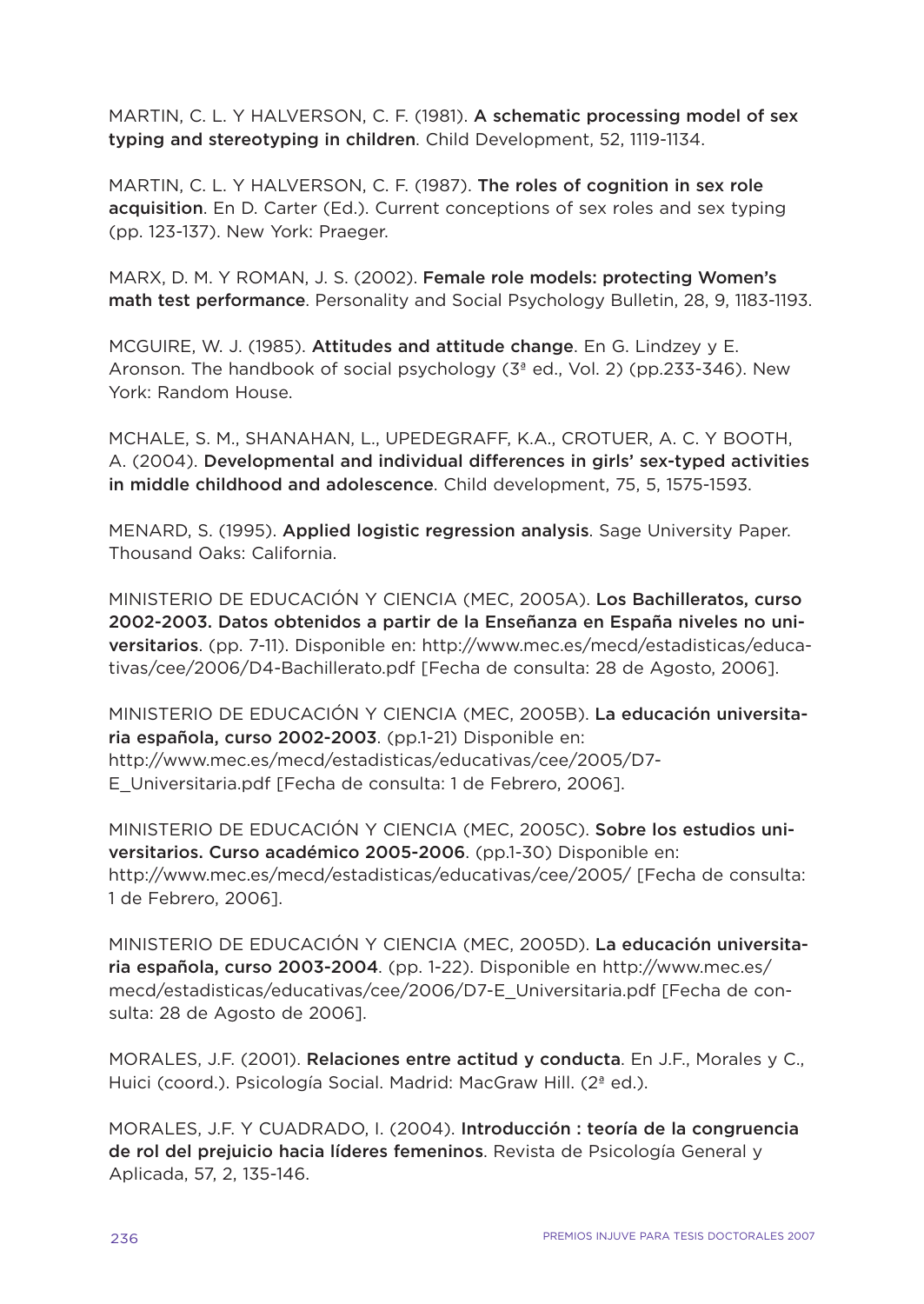MARTIN, C. L. Y HALVERSON, C. F. (1981). **A schematic processing model of sex typing and stereotyping in children**. Child Development, 52, 1119-1134.

MARTIN, C. L. Y HALVERSON, C. F. (1987). **The roles of cognition in sex role acquisition**. En D. Carter (Ed.). Current conceptions of sex roles and sex typing (pp. 123-137). New York: Praeger.

MARX, D. M. Y ROMAN, J. S. (2002). **Female role models: protecting Women's math test performance**. Personality and Social Psychology Bulletin, 28, 9, 1183-1193.

MCGUIRE, W. J. (1985). **Attitudes and attitude change**. En G. Lindzey y E. Aronson. The handbook of social psychology (3ª ed., Vol. 2) (pp.233-346). New York: Random House.

MCHALE, S. M., SHANAHAN, L., UPEDEGRAFF, K.A., CROTUER, A. C. Y BOOTH, A. (2004). **Developmental and individual differences in girls' sex-typed activities in middle childhood and adolescence**. Child development, 75, 5, 1575-1593.

MENARD, S. (1995). **Applied logistic regression analysis**. Sage University Paper. Thousand Oaks: California.

MINISTERIO DE EDUCACIÓN Y CIENCIA (MEC, 2005A). **Los Bachilleratos, curso 2002-2003. Datos obtenidos a partir de la Enseñanza en España niveles no universitarios**. (pp. 7-11). Disponible en: http://www.mec.es/mecd/estadisticas/educativas/cee/2006/D4-Bachillerato.pdf [Fecha de consulta: 28 de Agosto, 2006].

MINISTERIO DE EDUCACIÓN Y CIENCIA (MEC, 2005B). **La educación universitaria española, curso 2002-2003**. (pp.1-21) Disponible en: http://www.mec.es/mecd/estadisticas/educativas/cee/2005/D7-E_Universitaria.pdf [Fecha de consulta: 1 de Febrero, 2006].

MINISTERIO DE EDUCACIÓN Y CIENCIA (MEC, 2005C). **Sobre los estudios universitarios. Curso académico 2005-2006**. (pp.1-30) Disponible en: http://www.mec.es/mecd/estadisticas/educativas/cee/2005/ [Fecha de consulta: 1 de Febrero, 2006].

MINISTERIO DE EDUCACIÓN Y CIENCIA (MEC, 2005D). **La educación universitaria española, curso 2003-2004**. (pp. 1-22). Disponible en http://www.mec.es/mecd/estadisticas/educativas/cee/2006/D7-E_Universitaria.pdf [Fecha de consulta: 28 de Agosto de 2006].

MORALES, J.F. (2001). **Relaciones entre actitud y conducta**. En J.F., Morales y C., Huici (coord.). Psicología Social. Madrid: MacGraw Hill. (2ª ed.).

MORALES, J.F. Y CUADRADO, I. (2004). **Introducción : teoría de la congruencia de rol del prejuicio hacia líderes femeninos**. Revista de Psicología General y Aplicada, 57, 2, 135-146.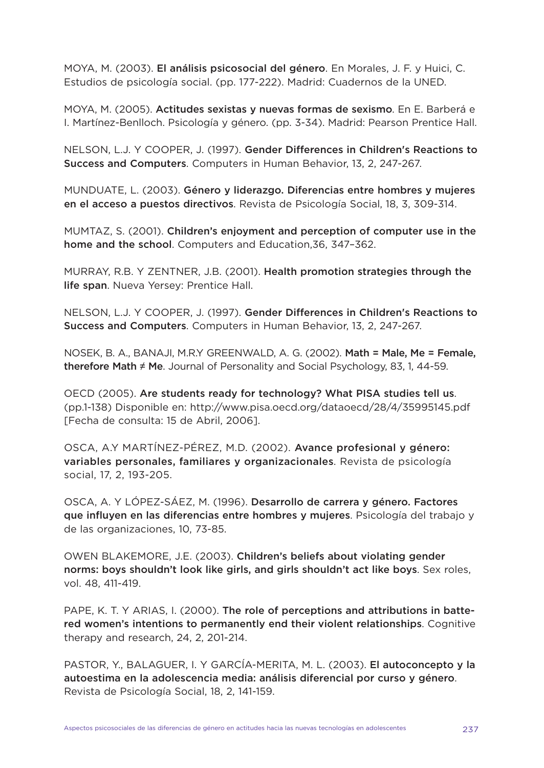MOYA, M. (2003). **El análisis psicosocial del género**. En Morales, J. F. y Huici, C. Estudios de psicología social. (pp. 177-222). Madrid: Cuadernos de la UNED.

MOYA, M. (2005). **Actitudes sexistas y nuevas formas de sexismo**. En E. Barberá e I. Martínez-Benlloch. Psicología y género. (pp. 3-34). Madrid: Pearson Prentice Hall.

NELSON, L.J. Y COOPER, J. (1997). **Gender Differences in Children's Reactions to Success and Computers**. Computers in Human Behavior, 13, 2, 247-267.

MUNDUATE, L. (2003). **Género y liderazgo. Diferencias entre hombres y mujeres en el acceso a puestos directivos**. Revista de Psicología Social, 18, 3, 309-314.

MUMTAZ, S. (2001). **Children's enjoyment and perception of computer use in the home and the school**. Computers and Education,36, 347–362.

MURRAY, R.B. Y ZENTNER, J.B. (2001). **Health promotion strategies through the life span**. Nueva Yersey: Prentice Hall.

NELSON, L.J. Y COOPER, J. (1997). **Gender Differences in Children's Reactions to Success and Computers**. Computers in Human Behavior, 13, 2, 247-267.

NOSEK, B. A., BANAJI, M.R.Y GREENWALD, A. G. (2002). **Math = Male, Me = Female, therefore Math ≠ Me**. Journal of Personality and Social Psychology, 83, 1, 44-59.

OECD (2005). **Are students ready for technology? What PISA studies tell us**. (pp.1-138) Disponible en: http://www.pisa.oecd.org/dataoecd/28/4/35995145.pdf [Fecha de consulta: 15 de Abril, 2006].

OSCA, A.Y MARTÍNEZ-PÉREZ, M.D. (2002). **Avance profesional y género: variables personales, familiares y organizacionales**. Revista de psicología social, 17, 2, 193-205.

OSCA, A. Y LÓPEZ-SÁEZ, M. (1996). **Desarrollo de carrera y género. Factores que influyen en las diferencias entre hombres y mujeres**. Psicología del trabajo y de las organizaciones, 10, 73-85.

OWEN BLAKEMORE, J.E. (2003). **Children's beliefs about violating gender norms: boys shouldn't look like girls, and girls shouldn't act like boys**. Sex roles, vol. 48, 411-419.

PAPE, K. T. Y ARIAS, I. (2000). **The role of perceptions and attributions in battered women's intentions to permanently end their violent relationships**. Cognitive therapy and research, 24, 2, 201-214.

PASTOR, Y., BALAGUER, I. Y GARCÍA-MERITA, M. L. (2003). **El autoconcepto y la autoestima en la adolescencia media: análisis diferencial por curso y género**. Revista de Psicología Social, 18, 2, 141-159.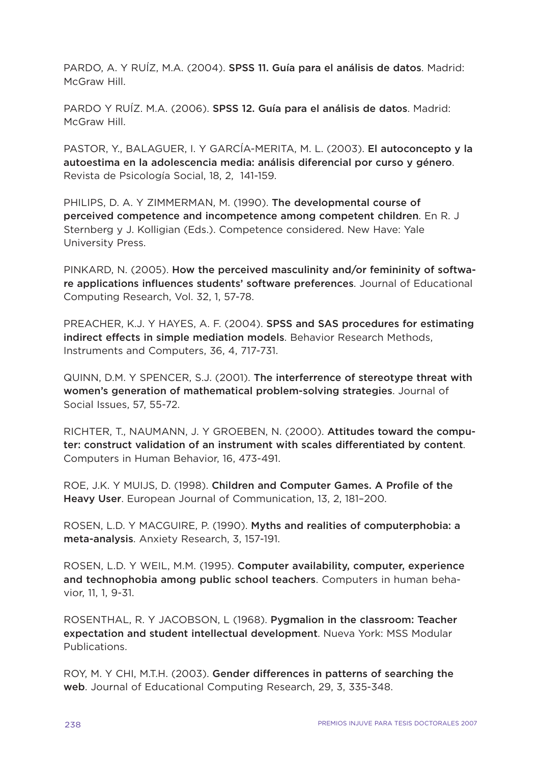PARDO, A. Y RUÍZ, M.A. (2004). **SPSS 11. Guía para el análisis de datos**. Madrid: McGraw Hill.

PARDO Y RUÍZ. M.A. (2006). **SPSS 12. Guía para el análisis de datos**. Madrid: McGraw Hill.

PASTOR, Y., BALAGUER, I. Y GARCÍA-MERITA, M. L. (2003). **El autoconcepto y la autoestima en la adolescencia media: análisis diferencial por curso y género**. Revista de Psicología Social, 18, 2, 141-159.

PHILIPS, D. A. Y ZIMMERMAN, M. (1990). **The developmental course of perceived competence and incompetence among competent children**. En R. J Sternberg y J. Kolligian (Eds.). Competence considered. New Have: Yale University Press.

PINKARD, N. (2005). **How the perceived masculinity and/or femininity of software applications influences students' software preferences**. Journal of Educational Computing Research, Vol. 32, 1, 57-78.

PREACHER, K.J. Y HAYES, A. F. (2004). **SPSS and SAS procedures for estimating indirect effects in simple mediation models**. Behavior Research Methods, Instruments and Computers, 36, 4, 717-731.

QUINN, D.M. Y SPENCER, S.J. (2001). **The interferrence of stereotype threat with women's generation of mathematical problem-solving strategies**. Journal of Social Issues, 57, 55-72.

RICHTER, T., NAUMANN, J. Y GROEBEN, N. (2000). **Attitudes toward the computer: construct validation of an instrument with scales differentiated by content**. Computers in Human Behavior, 16, 473-491.

ROE, J.K. Y MUIJS, D. (1998). **Children and Computer Games. A Profile of the Heavy User**. European Journal of Communication, 13, 2, 181–200.

ROSEN, L.D. Y MACGUIRE, P. (1990). **Myths and realities of computerphobia: a meta-analysis**. Anxiety Research, 3, 157-191.

ROSEN, L.D. Y WEIL, M.M. (1995). **Computer availability, computer, experience and technophobia among public school teachers**. Computers in human behavior, 11, 1, 9-31.

ROSENTHAL, R. Y JACOBSON, L (1968). **Pygmalion in the classroom: Teacher expectation and student intellectual development**. Nueva York: MSS Modular Publications.

ROY, M. Y CHI, M.T.H. (2003). **Gender differences in patterns of searching the web**. Journal of Educational Computing Research, 29, 3, 335-348.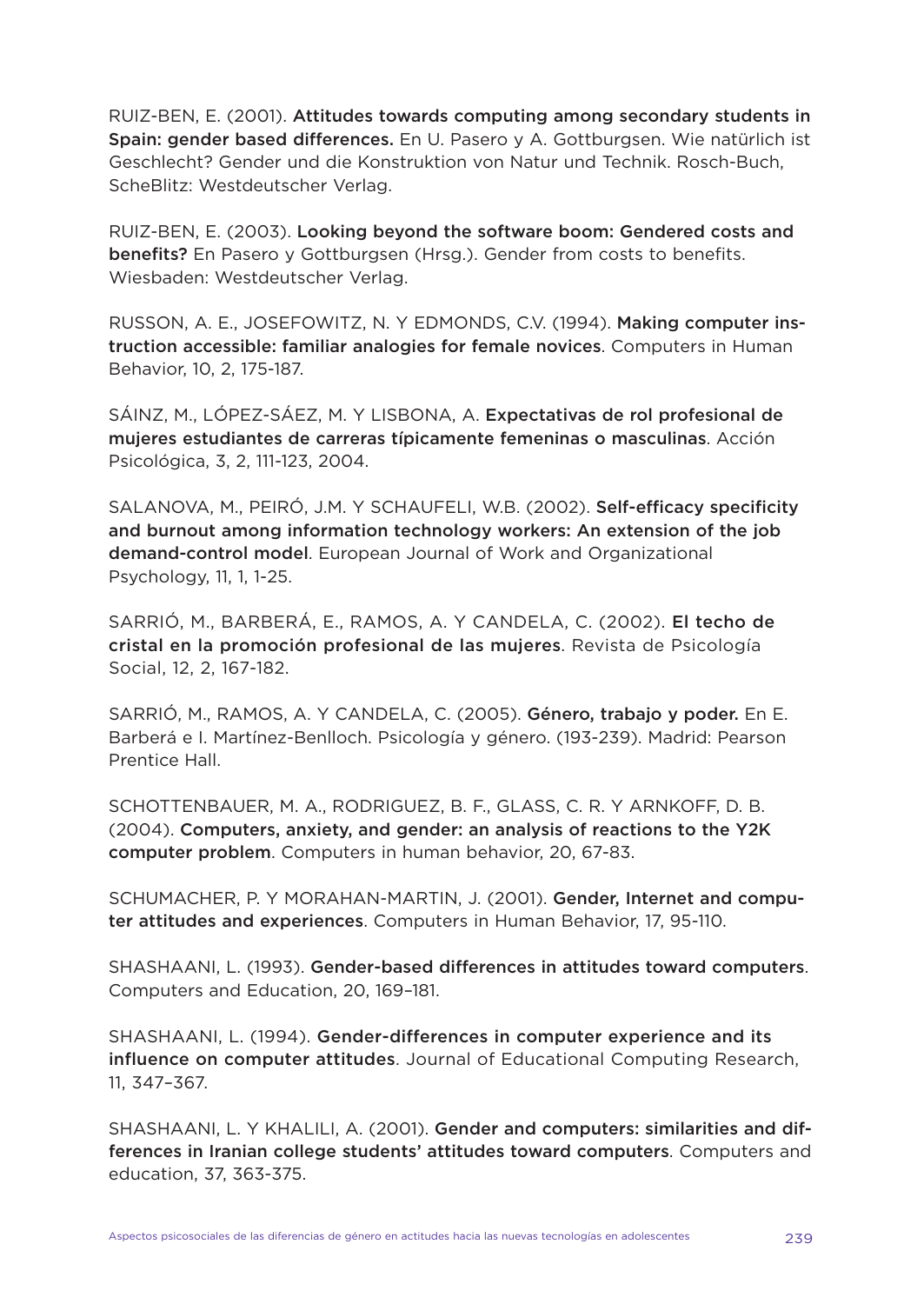RUIZ-BEN, E. (2001). **Attitudes towards computing among secondary students in Spain: gender based differences.** En U. Pasero y A. Gottburgsen. Wie natürlich ist Geschlecht? Gender und die Konstruktion von Natur und Technik. Rosch-Buch, ScheBlitz: Westdeutscher Verlag.

RUIZ-BEN, E. (2003). **Looking beyond the software boom: Gendered costs and benefits?** En Pasero y Gottburgsen (Hrsg.). Gender from costs to benefits. Wiesbaden: Westdeutscher Verlag.

RUSSON, A. E., JOSEFOWITZ, N. Y EDMONDS, C.V. (1994). **Making computer instruction accessible: familiar analogies for female novices**. Computers in Human Behavior, 10, 2, 175-187.

SÁINZ, M., LÓPEZ-SÁEZ, M. Y LISBONA, A. **Expectativas de rol profesional de mujeres estudiantes de carreras típicamente femeninas o masculinas**. Acción Psicológica, 3, 2, 111-123, 2004.

SALANOVA, M., PEIRÓ, J.M. Y SCHAUFELI, W.B. (2002). **Self-efficacy specificity and burnout among information technology workers: An extension of the job demand-control model**. European Journal of Work and Organizational Psychology, 11, 1, 1-25.

SARRIÓ, M., BARBERÁ, E., RAMOS, A. Y CANDELA, C. (2002). **El techo de cristal en la promoción profesional de las mujeres**. Revista de Psicología Social, 12, 2, 167-182.

SARRIÓ, M., RAMOS, A. Y CANDELA, C. (2005). **Género, trabajo y poder.** En E. Barberá e I. Martínez-Benlloch. Psicología y género. (193-239). Madrid: Pearson Prentice Hall.

SCHOTTENBAUER, M. A., RODRIGUEZ, B. F., GLASS, C. R. Y ARNKOFF, D. B. (2004). **Computers, anxiety, and gender: an analysis of reactions to the Y2K computer problem**. Computers in human behavior, 20, 67-83.

SCHUMACHER, P. Y MORAHAN-MARTIN, J. (2001). **Gender, Internet and computer attitudes and experiences**. Computers in Human Behavior, 17, 95-110.

SHASHAANI, L. (1993). **Gender-based differences in attitudes toward computers**. Computers and Education, 20, 169–181.

SHASHAANI, L. (1994). **Gender-differences in computer experience and its influence on computer attitudes**. Journal of Educational Computing Research, 11, 347–367.

SHASHAANI, L. Y KHALILI, A. (2001). **Gender and computers: similarities and differences in Iranian college students' attitudes toward computers**. Computers and education, 37, 363-375.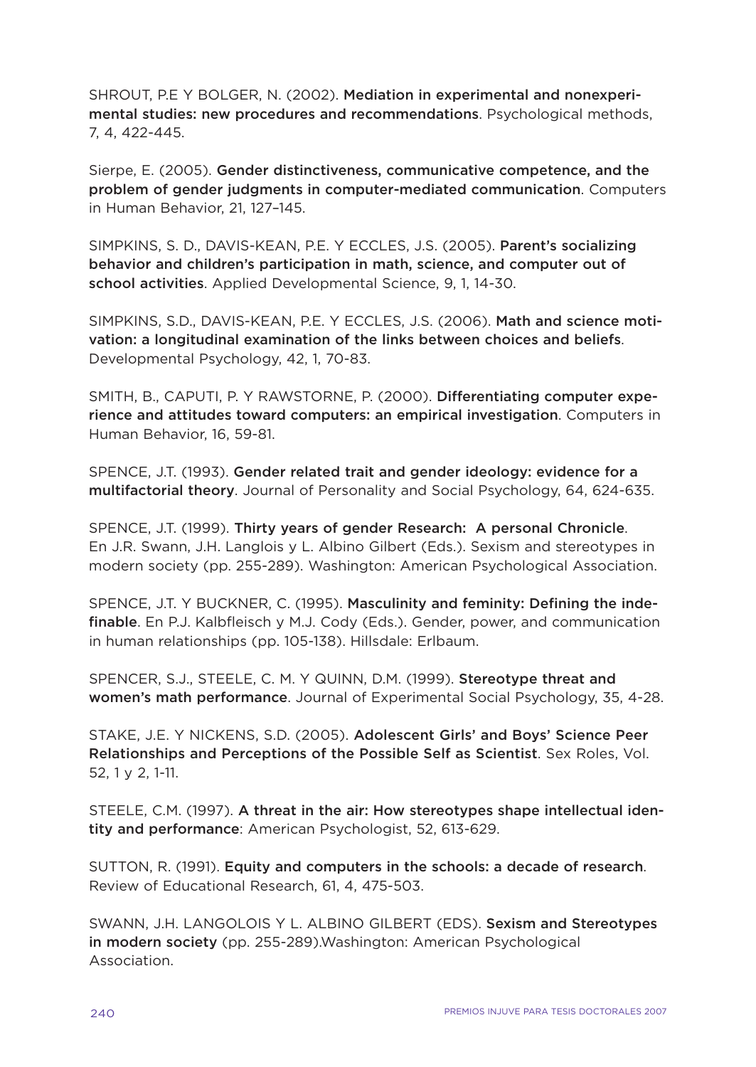SHROUT, P.E Y BOLGER, N. (2002). **Mediation in experimental and nonexperimental studies: new procedures and recommendations**. Psychological methods, 7, 4, 422-445.

Sierpe, E. (2005). **Gender distinctiveness, communicative competence, and the problem of gender judgments in computer-mediated communication**. Computers in Human Behavior, 21, 127–145.

SIMPKINS, S. D., DAVIS-KEAN, P.E. Y ECCLES, J.S. (2005). **Parent's socializing behavior and children's participation in math, science, and computer out of school activities**. Applied Developmental Science, 9, 1, 14-30.

SIMPKINS, S.D., DAVIS-KEAN, P.E. Y ECCLES, J.S. (2006). **Math and science motivation: a longitudinal examination of the links between choices and beliefs**. Developmental Psychology, 42, 1, 70-83.

SMITH, B., CAPUTI, P. Y RAWSTORNE, P. (2000). **Differentiating computer experience and attitudes toward computers: an empirical investigation**. Computers in Human Behavior, 16, 59-81.

SPENCE, J.T. (1993). **Gender related trait and gender ideology: evidence for a multifactorial theory**. Journal of Personality and Social Psychology, 64, 624-635.

SPENCE, J.T. (1999). **Thirty years of gender Research: A personal Chronicle**. En J.R. Swann, J.H. Langlois y L. Albino Gilbert (Eds.). Sexism and stereotypes in modern society (pp. 255-289). Washington: American Psychological Association.

SPENCE, J.T. Y BUCKNER, C. (1995). **Masculinity and feminity: Defining the indefinable**. En P.J. Kalbfleisch y M.J. Cody (Eds.). Gender, power, and communication in human relationships (pp. 105-138). Hillsdale: Erlbaum.

SPENCER, S.J., STEELE, C. M. Y QUINN, D.M. (1999). **Stereotype threat and women's math performance**. Journal of Experimental Social Psychology, 35, 4-28.

STAKE, J.E. Y NICKENS, S.D. (2005). **Adolescent Girls' and Boys' Science Peer Relationships and Perceptions of the Possible Self as Scientist**. Sex Roles, Vol. 52, 1 y 2, 1-11.

STEELE, C.M. (1997). **A threat in the air: How stereotypes shape intellectual identity and performance**: American Psychologist, 52, 613-629.

SUTTON, R. (1991). **Equity and computers in the schools: a decade of research**. Review of Educational Research, 61, 4, 475-503.

SWANN, J.H. LANGOLOIS Y L. ALBINO GILBERT (EDS). **Sexism and Stereotypes in modern society** (pp. 255-289).Washington: American Psychological Association.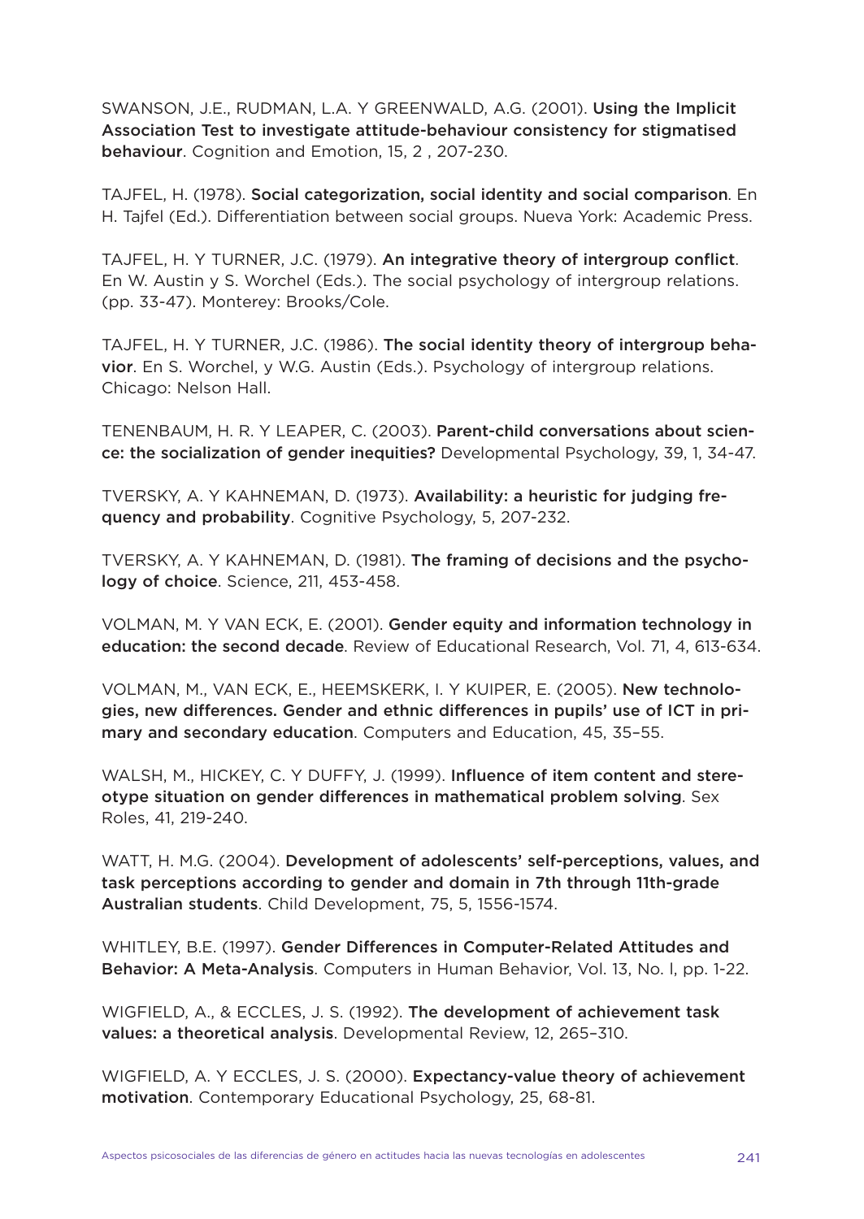SWANSON, J.E., RUDMAN, L.A. Y GREENWALD, A.G. (2001). **Using the Implicit Association Test to investigate attitude-behaviour consistency for stigmatised behaviour**. Cognition and Emotion, 15, 2 , 207-230.

TAJFEL, H. (1978). **Social categorization, social identity and social comparison**. En H. Tajfel (Ed.). Differentiation between social groups. Nueva York: Academic Press.

TAJFEL, H. Y TURNER, J.C. (1979). **An integrative theory of intergroup conflict**. En W. Austin y S. Worchel (Eds.). The social psychology of intergroup relations. (pp. 33-47). Monterey: Brooks/Cole.

TAJFEL, H. Y TURNER, J.C. (1986). **The social identity theory of intergroup behavior**. En S. Worchel, y W.G. Austin (Eds.). Psychology of intergroup relations. Chicago: Nelson Hall.

TENENBAUM, H. R. Y LEAPER, C. (2003). **Parent-child conversations about science: the socialization of gender inequities?** Developmental Psychology, 39, 1, 34-47.

TVERSKY, A. Y KAHNEMAN, D. (1973). **Availability: a heuristic for judging frequency and probability**. Cognitive Psychology, 5, 207-232.

TVERSKY, A. Y KAHNEMAN, D. (1981). **The framing of decisions and the psychology of choice**. Science, 211, 453-458.

VOLMAN, M. Y VAN ECK, E. (2001). **Gender equity and information technology in education: the second decade**. Review of Educational Research, Vol. 71, 4, 613-634.

VOLMAN, M., VAN ECK, E., HEEMSKERK, I. Y KUIPER, E. (2005). **New technologies, new differences. Gender and ethnic differences in pupils' use of ICT in primary and secondary education**. Computers and Education, 45, 35–55.

WALSH, M., HICKEY, C. Y DUFFY, J. (1999). **Influence of item content and stereotype situation on gender differences in mathematical problem solving**. Sex Roles, 41, 219-240.

WATT, H. M.G. (2004). **Development of adolescents' self-perceptions, values, and task perceptions according to gender and domain in 7th through 11th-grade Australian students**. Child Development, 75, 5, 1556-1574.

WHITLEY, B.E. (1997). **Gender Differences in Computer-Related Attitudes and Behavior: A Meta-Analysis**. Computers in Human Behavior, Vol. 13, No. l, pp. 1-22.

WIGFIELD, A., & ECCLES, J. S. (1992). **The development of achievement task values: a theoretical analysis**. Developmental Review, 12, 265–310.

WIGFIELD, A. Y ECCLES, J. S. (2000). **Expectancy-value theory of achievement motivation**. Contemporary Educational Psychology, 25, 68-81.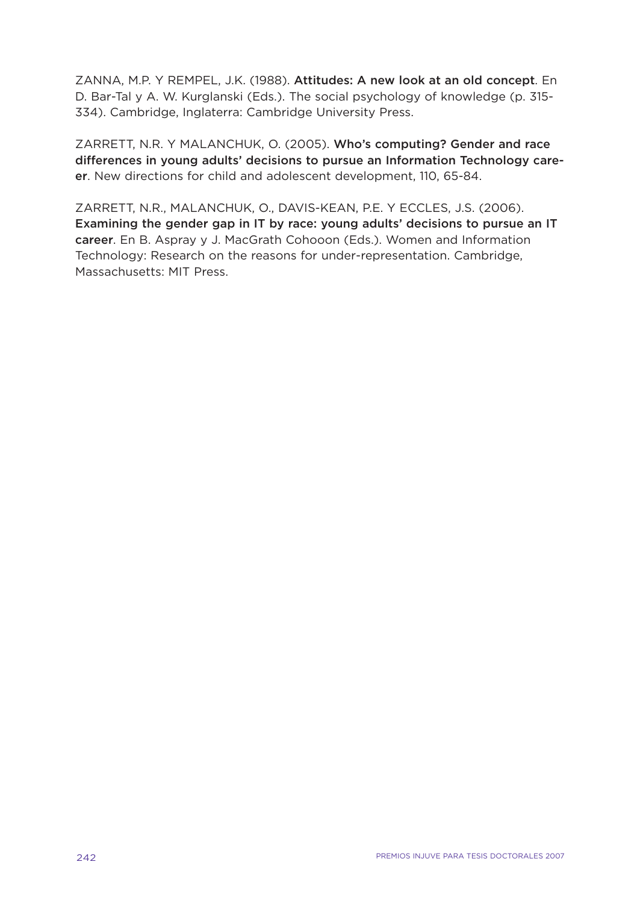ZANNA, M.P. Y REMPEL, J.K. (1988). **Attitudes: A new look at an old concept**. En D. Bar-Tal y A. W. Kurglanski (Eds.). The social psychology of knowledge (p. 315-334). Cambridge, Inglaterra: Cambridge University Press.

ZARRETT, N.R. Y MALANCHUK, O. (2005). **Who's computing? Gender and race differences in young adults' decisions to pursue an Information Technology career**. New directions for child and adolescent development, 110, 65-84.

ZARRETT, N.R., MALANCHUK, O., DAVIS-KEAN, P.E. Y ECCLES, J.S. (2006). **Examining the gender gap in IT by race: young adults' decisions to pursue an IT career**. En B. Aspray y J. MacGrath Cohooon (Eds.). Women and Information Technology: Research on the reasons for under-representation. Cambridge, Massachusetts: MIT Press.